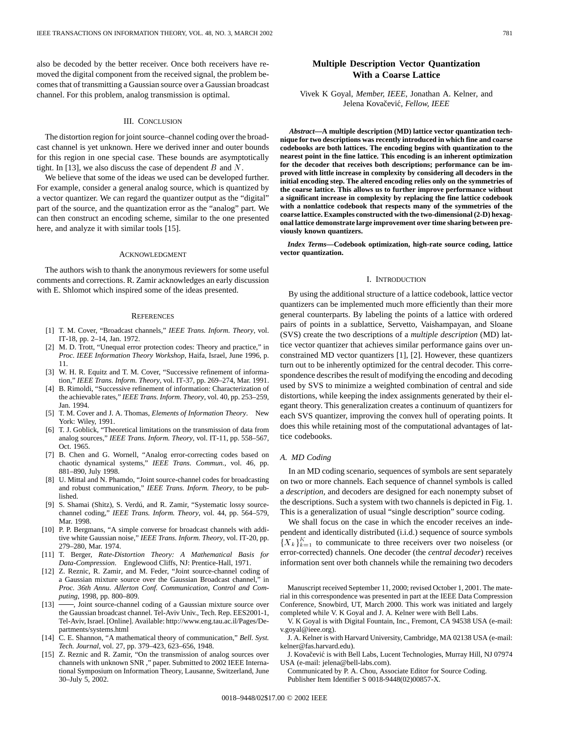also be decoded by the better receiver. Once both receivers have removed the digital component from the received signal, the problem becomes that of transmitting a Gaussian source over a Gaussian broadcast channel. For this problem, analog transmission is optimal.

## III. Conclusion

The distortion region for joint source–channel coding over the broadcast channel is yet unknown. Here we derived inner and outer bounds for this region in one special case. These bounds are asymptotically tight. In [13], we also discuss the case of dependent $B$ and $N$.

We believe that some of the ideas we used can be developed further. For example, consider a general analog source, which is quantized by a vector quantizer. We can regard the quantizer output as the "digital" part of the source, and the quantization error as the "analog" part. We can then construct an encoding scheme, similar to the one presented here, and analyze it with similar tools [15].

## Acknowledgment

The authors wish to thank the anonymous reviewers for some useful comments and corrections. R. Zamir acknowledges an early discussion with E. Shlomot which inspired some of the ideas presented.

## References

[1] T. M. Cover, "Broadcast channels," *IEEE Trans. Inform. Theory*, vol. IT-18, pp. 2–14, Jan. 1972.

[2] M. D. Trott, "Unequal error protection codes: Theory and practice," in *Proc. IEEE Information Theory Workshop*, Haifa, Israel, June 1996, p. 11.

[3] W. H. R. Equitz and T. M. Cover, "Successive refinement of information," *IEEE Trans. Inform. Theory*, vol. IT-37, pp. 269–274, Mar. 1991.

[4] B. Rimoldi, "Successive refinement of information: Characterization of the achievable rates," *IEEE Trans. Inform. Theory*, vol. 40, pp. 253–259, Jan. 1994.

[5] T. M. Cover and J. A. Thomas, *Elements of Information Theory*. New York: Wiley, 1991.

[6] T. J. Goblick, "Theoretical limitations on the transmission of data from analog sources," *IEEE Trans. Inform. Theory*, vol. IT-11, pp. 558–567, Oct. 1965.

[7] B. Chen and G. Wornell, "Analog error-correcting codes based on chaotic dynamical systems," *IEEE Trans. Commun.*, vol. 46, pp. 881–890, July 1998.

[8] U. Mittal and N. Phamdo, "Joint source-channel codes for broadcasting and robust communication," *IEEE Trans. Inform. Theory*, to be published.

[9] S. Shamai (Shitz), S. Verdú, and R. Zamir, "Systematic lossy source-channel coding," *IEEE Trans. Inform. Theory*, vol. 44, pp. 564–579, Mar. 1998.

[10] P. P. Bergmans, "A simple converse for broadcast channels with additive white Gaussian noise," *IEEE Trans. Inform. Theory*, vol. IT-20, pp. 279–280, Mar. 1974.

[11] T. Berger, *Rate-Distortion Theory: A Mathematical Basis for Data-Compression*. Englewood Cliffs, NJ: Prentice-Hall, 1971.

[12] Z. Reznic, R. Zamir, and M. Feder, "Joint source-channel coding of a Gaussian mixture source over the Gaussian Broadcast channel," in *Proc. 36th Annu. Allerton Conf. Communication, Control and Computing*, 1998, pp. 800–809.

[13] ——, Joint source-channel coding of a Gaussian mixture source over the Gaussian broadcast channel. Tel-Aviv Univ., Tech. Rep. EES2001-1, Tel-Aviv, Israel. [Online]. Available: http://www.eng.tau.ac.il/Pages/Departments/systems.html

[14] C. E. Shannon, "A mathematical theory of communication," *Bell. Syst. Tech. Journal*, vol. 27, pp. 379–423, 623–656, 1948.

[15] Z. Reznic and R. Zamir, "On the transmission of analog sources over channels with unknown SNR," paper. Submitted to 2002 IEEE International Symposium on Information Theory, Lausanne, Switzerland, June 30–July 5, 2002.

# Multiple Description Vector Quantization With a Coarse Lattice

Vivek K Goyal, *Member, IEEE*, Jonathan A. Kelner, and Jelena Kovačević, *Fellow, IEEE*

***Abstract*—A multiple description (MD) lattice vector quantization technique for two descriptions was recently introduced in which fine and coarse codebooks are both lattices. The encoding begins with quantization to the nearest point in the fine lattice. This encoding is an inherent optimization for the decoder that receives both descriptions; performance can be improved with little increase in complexity by considering all decoders in the initial encoding step. The altered encoding relies only on the symmetries of the coarse lattice. This allows us to further improve performance without a significant increase in complexity by replacing the fine lattice codebook with a nonlattice codebook that respects many of the symmetries of the coarse lattice. Examples constructed with the two-dimensional (2-D) hexagonal lattice demonstrate large improvement over time sharing between previously known quantizers.**

***Index Terms*—Codebook optimization, high-rate source coding, lattice vector quantization.**

## I. Introduction

By using the additional structure of a lattice codebook, lattice vector quantizers can be implemented much more efficiently than their more general counterparts. By labeling the points of a lattice with ordered pairs of points in a sublattice, Servetto, Vaishampayan, and Sloane (SVS) create the two descriptions of a *multiple description* (MD) lattice vector quantizer that achieves similar performance gains over unconstrained MD vector quantizers [1], [2]. However, these quantizers turn out to be inherently optimized for the central decoder. This correspondence describes the result of modifying the encoding and decoding used by SVS to minimize a weighted combination of central and side distortions, while keeping the index assignments generated by their elegant theory. This generalization creates a continuum of quantizers for each SVS quantizer, improving the convex hull of operating points. It does this while retaining most of the computational advantages of lattice codebooks.

### A. MD Coding

In an MD coding scenario, sequences of symbols are sent separately on two or more channels. Each sequence of channel symbols is called a *description*, and decoders are designed for each nonempty subset of the descriptions. Such a system with two channels is depicted in Fig. 1. This is a generalization of usual "single description" source coding.

We shall focus on the case in which the encoder receives an independent and identically distributed (i.i.d.) sequence of source symbols $\{X_k\}_{k=1}^{K}$ to communicate to three receivers over two noiseless (or error-corrected) channels. One decoder (the *central decoder*) receives information sent over both channels while the remaining two decoders

Manuscript received September 11, 2000; revised October 1, 2001. The material in this correspondence was presented in part at the IEEE Data Compression Conference, Snowbird, UT, March 2000. This work was initiated and largely completed while V. K Goyal and J. A. Kelner were with Bell Labs.

V. K Goyal is with Digital Fountain, Inc., Fremont, CA 94538 USA (e-mail: v.goyal@ieee.org).

J. A. Kelner is with Harvard University, Cambridge, MA 02138 USA (e-mail: kelner@fas.harvard.edu).

J. Kovačević is with Bell Labs, Lucent Technologies, Murray Hill, NJ 07974 USA (e-mail: jelena@bell-labs.com).

Communicated by P. A. Chou, Associate Editor for Source Coding.

Publisher Item Identifier S 0018-9448(02)00857-X.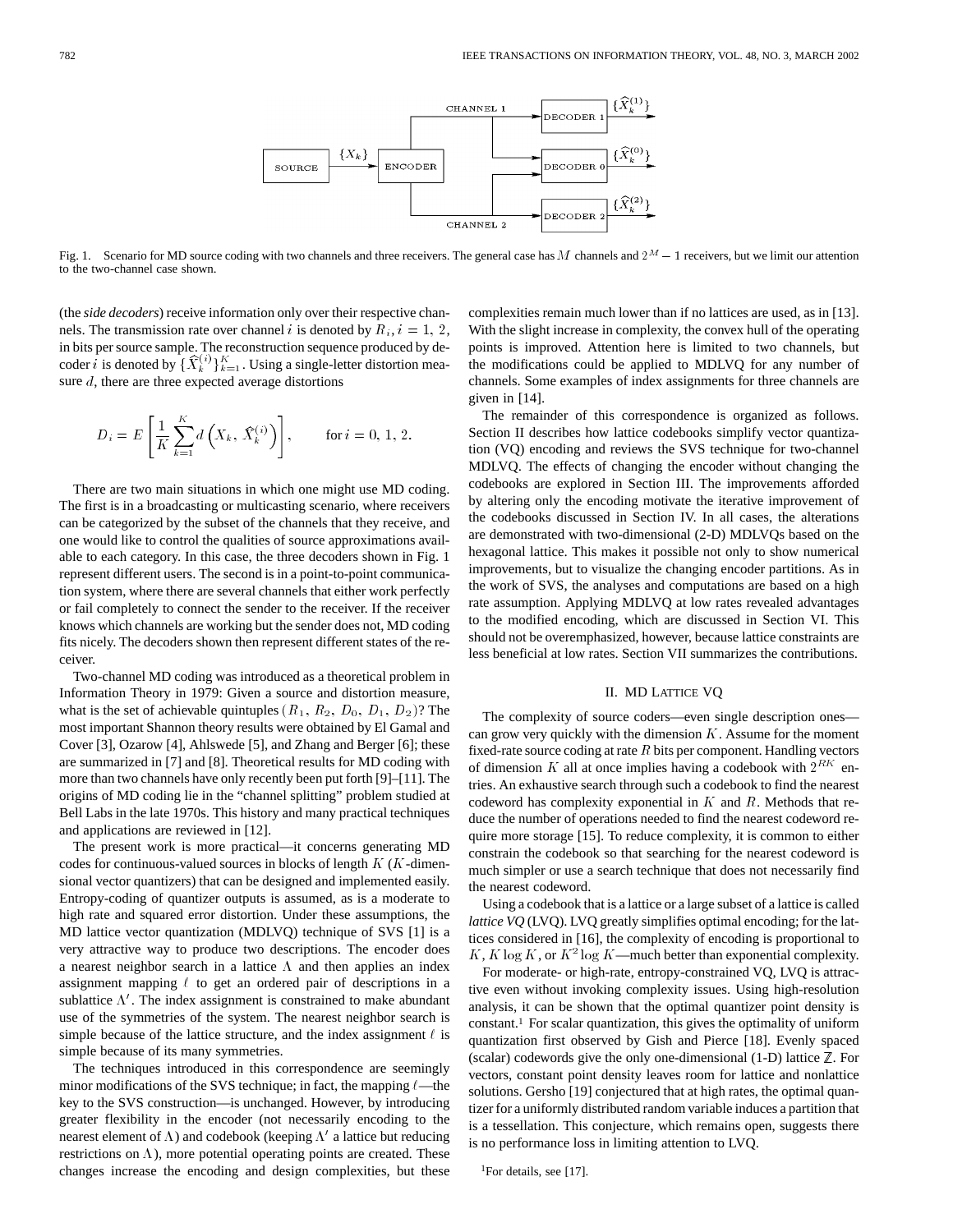SOURCE

$\{X_k\}$

ENCODER

CHANNEL 1

CHANNEL 2

DECODER 1

DECODER 0

DECODER 2

$\{\widehat{X}_k^{(1)}\}$

$\{\widehat{X}_k^{(0)}\}$

$\{\widehat{X}_k^{(2)}\}$

Fig. 1. Scenario for MD source coding with two channels and three receivers. The general case has $M$ channels and $2^M - 1$ receivers, but we limit our attention to the two-channel case shown.

(the *side decoders*) receive information only over their respective channels. The transmission rate over channel $i$ is denoted by $R_i, i = 1, 2$, in bits per source sample. The reconstruction sequence produced by decoder $i$ is denoted by $\{\widehat{X}_k^{(i)}\}_{k=1}^K$. Using a single-letter distortion measure $d$, there are three expected average distortions

$$D_i = E\left[\frac{1}{K}\sum_{k=1}^{K} d\left(X_k, \widehat{X}_k^{(i)}\right)\right], \qquad \text{for } i = 0, 1, 2.$$

There are two main situations in which one might use MD coding. The first is in a broadcasting or multicasting scenario, where receivers can be categorized by the subset of the channels that they receive, and one would like to control the qualities of source approximations available to each category. In this case, the three decoders shown in Fig. 1 represent different users. The second is in a point-to-point communication system, where there are several channels that either work perfectly or fail completely to connect the sender to the receiver. If the receiver knows which channels are working but the sender does not, MD coding fits nicely. The decoders shown then represent different states of the receiver.

Two-channel MD coding was introduced as a theoretical problem in Information Theory in 1979: Given a source and distortion measure, what is the set of achievable quintuples $(R_1, R_2, D_0, D_1, D_2)$? The most important Shannon theory results were obtained by El Gamal and Cover [3], Ozarow [4], Ahlswede [5], and Zhang and Berger [6]; these are summarized in [7] and [8]. Theoretical results for MD coding with more than two channels have only recently been put forth [9]–[11]. The origins of MD coding lie in the "channel splitting" problem studied at Bell Labs in the late 1970s. This history and many practical techniques and applications are reviewed in [12].

The present work is more practical—it concerns generating MD codes for continuous-valued sources in blocks of length $K$ ($K$-dimensional vector quantizers) that can be designed and implemented easily. Entropy-coding of quantizer outputs is assumed, as is a moderate to high rate and squared error distortion. Under these assumptions, the MD lattice vector quantization (MDLVQ) technique of SVS [1] is a very attractive way to produce two descriptions. The encoder does a nearest neighbor search in a lattice $\Lambda$ and then applies an index assignment mapping $\ell$ to get an ordered pair of descriptions in a sublattice $\Lambda'$. The index assignment is constrained to make abundant use of the symmetries of the system. The nearest neighbor search is simple because of the lattice structure, and the index assignment $\ell$ is simple because of its many symmetries.

The techniques introduced in this correspondence are seemingly minor modifications of the SVS technique; in fact, the mapping $\ell$—the key to the SVS construction—is unchanged. However, by introducing greater flexibility in the encoder (not necessarily encoding to the nearest element of $\Lambda$) and codebook (keeping $\Lambda'$ a lattice but reducing restrictions on $\Lambda$), more potential operating points are created. These changes increase the encoding and design complexities, but these complexities remain much lower than if no lattices are used, as in [13]. With the slight increase in complexity, the convex hull of the operating points is improved. Attention here is limited to two channels, but the modifications could be applied to MDLVQ for any number of channels. Some examples of index assignments for three channels are given in [14].

The remainder of this correspondence is organized as follows. Section II describes how lattice codebooks simplify vector quantization (VQ) encoding and reviews the SVS technique for two-channel MDLVQ. The effects of changing the encoder without changing the codebooks are explored in Section III. The improvements afforded by altering only the encoding motivate the iterative improvement of the codebooks discussed in Section IV. In all cases, the alterations are demonstrated with two-dimensional (2-D) MDLVQs based on the hexagonal lattice. This makes it possible not only to show numerical improvements, but to visualize the changing encoder partitions. As in the work of SVS, the analyses and computations are based on a high rate assumption. Applying MDLVQ at low rates revealed advantages to the modified encoding, which are discussed in Section VI. This should not be overemphasized, however, because lattice constraints are less beneficial at low rates. Section VII summarizes the contributions.

## II. MD Lattice VQ

The complexity of source coders—even single description ones—can grow very quickly with the dimension $K$. Assume for the moment fixed-rate source coding at rate $R$ bits per component. Handling vectors of dimension $K$ all at once implies having a codebook with $2^{RK}$ entries. An exhaustive search through such a codebook to find the nearest codeword has complexity exponential in $K$ and $R$. Methods that reduce the number of operations needed to find the nearest codeword require more storage [15]. To reduce complexity, it is common to either constrain the codebook so that searching for the nearest codeword is much simpler or use a search technique that does not necessarily find the nearest codeword.

Using a codebook that is a lattice or a large subset of a lattice is called *lattice VQ* (LVQ). LVQ greatly simplifies optimal encoding; for the lattices considered in [16], the complexity of encoding is proportional to $K$, $K \log K$, or $K^2 \log K$—much better than exponential complexity.

For moderate- or high-rate, entropy-constrained VQ, LVQ is attractive even without invoking complexity issues. Using high-resolution analysis, it can be shown that the optimal quantizer point density is constant.[1] For scalar quantization, this gives the optimality of uniform quantization first observed by Gish and Pierce [18]. Evenly spaced (scalar) codewords give the only one-dimensional (1-D) lattice $\mathbb{Z}$. For vectors, constant point density leaves room for lattice and nonlattice solutions. Gersho [19] conjectured that at high rates, the optimal quantizer for a uniformly distributed random variable induces a partition that is a tessellation. This conjecture, which remains open, suggests there is no performance loss in limiting attention to LVQ.

[1] For details, see [17].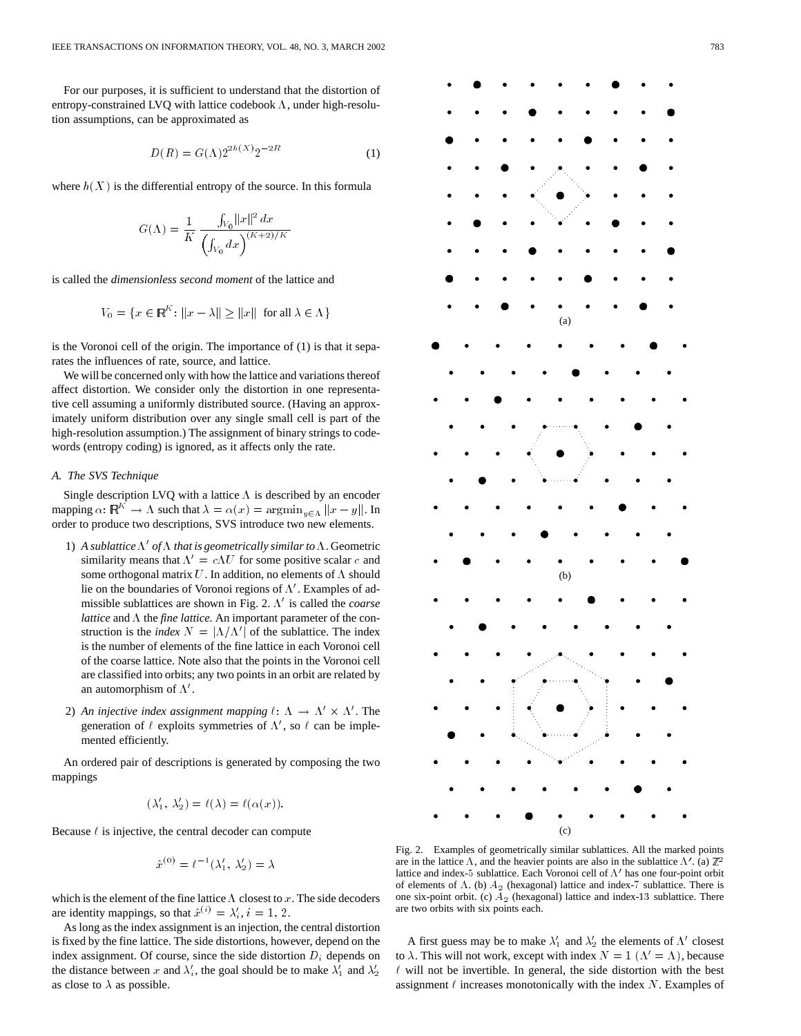For our purposes, it is sufficient to understand that the distortion of entropy-constrained LVQ with lattice codebook $\Lambda$, under high-resolution assumptions, can be approximated as

$$D(R) = G(\Lambda) 2^{2h(X)} 2^{-2R} \tag{1}$$

where $h(X)$ is the differential entropy of the source. In this formula

$$G(\Lambda) = \frac{1}{K} \frac{\int_{V_0} \|x\|^2 \, dx}{\left(\int_{V_0} dx\right)^{(K+2)/K}}$$

is called the *dimensionless second moment* of the lattice and

$$V_0 = \{x \in \mathbb{R}^K : \|x - \lambda\| \geq \|x\| \text{ for all } \lambda \in \Lambda\}$$

is the Voronoi cell of the origin. The importance of (1) is that it separates the influences of rate, source, and lattice.

We will be concerned only with how the lattice and variations thereof affect distortion. We consider only the distortion in one representative cell assuming a uniformly distributed source. (Having an approximately uniform distribution over any single small cell is part of the high-resolution assumption.) The assignment of binary strings to codewords (entropy coding) is ignored, as it affects only the rate.

### A. The SVS Technique

Single description LVQ with a lattice $\Lambda$ is described by an encoder mapping $\alpha: \mathbb{R}^K \to \Lambda$ such that $\lambda = \alpha(x) = \operatorname{argmin}_{y \in \Lambda} \|x - y\|$. In order to produce two descriptions, SVS introduce two new elements.

1) *A sublattice $\Lambda'$ of $\Lambda$ that is geometrically similar to $\Lambda$.* Geometric similarity means that $\Lambda' = c\Lambda U$ for some positive scalar $c$ and some orthogonal matrix $U$. In addition, no elements of $\Lambda$ should lie on the boundaries of Voronoi regions of $\Lambda'$. Examples of admissible sublattices are shown in Fig. 2. $\Lambda'$ is called the *coarse lattice* and $\Lambda$ the *fine lattice*. An important parameter of the construction is the *index* $N = |\Lambda/\Lambda'|$ of the sublattice. The index is the number of elements of the fine lattice in each Voronoi cell of the coarse lattice. Note also that the points in the Voronoi cell are classified into orbits; any two points in an orbit are related by an automorphism of $\Lambda'$.

2) *An injective index assignment mapping $\ell: \Lambda \to \Lambda' \times \Lambda'$.* The generation of $\ell$ exploits symmetries of $\Lambda'$, so $\ell$ can be implemented efficiently.

An ordered pair of descriptions is generated by composing the two mappings

$$(\lambda_1', \lambda_2') = \ell(\lambda) = \ell(\alpha(x)).$$

Because $\ell$ is injective, the central decoder can compute

$$\hat{x}^{(0)} = \ell^{-1}(\lambda_1', \lambda_2') = \lambda$$

which is the element of the fine lattice $\Lambda$ closest to $x$. The side decoders are identity mappings, so that $\hat{x}^{(i)} = \lambda_i', i = 1, 2$.

As long as the index assignment is an injection, the central distortion is fixed by the fine lattice. The side distortions, however, depend on the index assignment. Of course, since the side distortion $D_i$ depends on the distance between $x$ and $\lambda_i'$, the goal should be to make $\lambda_1'$ and $\lambda_2'$ as close to $\lambda$ as possible.

Fig. 2. Examples of geometrically similar sublattices. All the marked points are in the lattice $\Lambda$, and the heavier points are also in the sublattice $\Lambda'$. (a) $\mathbb{Z}^2$ lattice and index-5 sublattice. Each Voronoi cell of $\Lambda'$ has one four-point orbit of elements of $\Lambda$. (b) $A_2$ (hexagonal) lattice and index-7 sublattice. There is one six-point orbit. (c) $A_2$ (hexagonal) lattice and index-13 sublattice. There are two orbits with six points each.

A first guess may be to make $\lambda_1'$ and $\lambda_2'$ the elements of $\Lambda'$ closest to $\lambda$. This will not work, except with index $N = 1$ ($\Lambda' = \Lambda$), because $\ell$ will not be invertible. In general, the side distortion with the best assignment $\ell$ increases monotonically with the index $N$. Examples of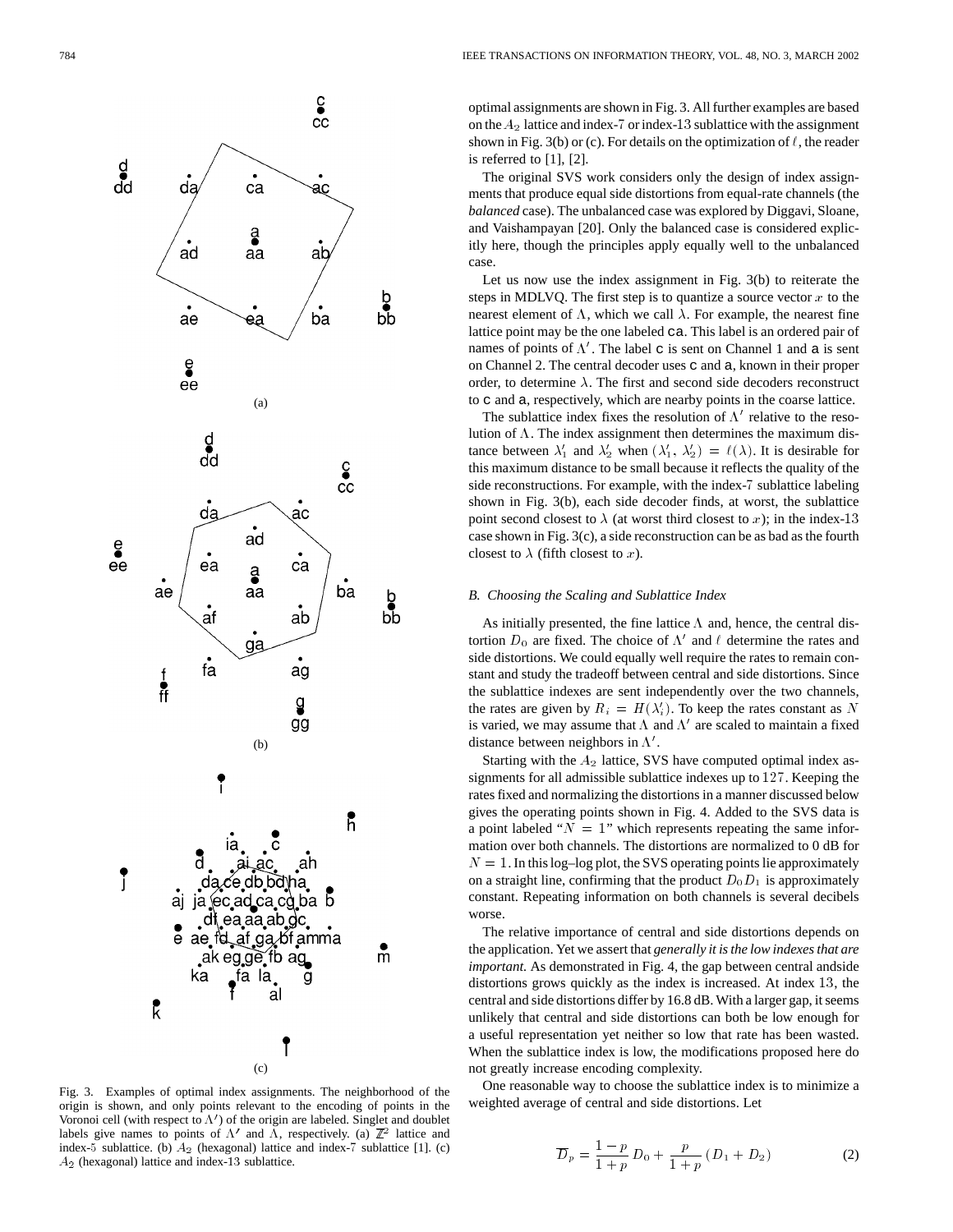Fig. 3. Examples of optimal index assignments. The neighborhood of the origin is shown, and only points relevant to the encoding of points in the Voronoi cell (with respect to $\Lambda'$) of the origin are labeled. Singlet and doublet labels give names to points of $\Lambda'$ and $\Lambda$, respectively. (a) $\mathbb{Z}^2$ lattice and index-5 sublattice. (b) $A_2$ (hexagonal) lattice and index-7 sublattice [1]. (c) $A_2$ (hexagonal) lattice and index-13 sublattice.

optimal assignments are shown in Fig. 3. All further examples are based on the $A_2$ lattice and index-7 or index-13 sublattice with the assignment shown in Fig. 3(b) or (c). For details on the optimization of $\ell$, the reader is referred to [1], [2].

The original SVS work considers only the design of index assignments that produce equal side distortions from equal-rate channels (the *balanced* case). The unbalanced case was explored by Diggavi, Sloane, and Vaishampayan [20]. Only the balanced case is considered explicitly here, though the principles apply equally well to the unbalanced case.

Let us now use the index assignment in Fig. 3(b) to reiterate the steps in MDLVQ. The first step is to quantize a source vector $x$ to the nearest element of $\Lambda$, which we call $\lambda$. For example, the nearest fine lattice point may be the one labeled ca. This label is an ordered pair of names of points of $\Lambda'$. The label c is sent on Channel 1 and a is sent on Channel 2. The central decoder uses c and a, known in their proper order, to determine $\lambda$. The first and second side decoders reconstruct to c and a, respectively, which are nearby points in the coarse lattice.

The sublattice index fixes the resolution of $\Lambda'$ relative to the resolution of $\Lambda$. The index assignment then determines the maximum distance between $\lambda_1'$ and $\lambda_2'$ when $(\lambda_1', \lambda_2') = \ell(\lambda)$. It is desirable for this maximum distance to be small because it reflects the quality of the side reconstructions. For example, with the index-7 sublattice labeling shown in Fig. 3(b), each side decoder finds, at worst, the sublattice point second closest to $\lambda$ (at worst third closest to $x$); in the index-13 case shown in Fig. 3(c), a side reconstruction can be as bad as the fourth closest to $\lambda$ (fifth closest to $x$).

### B. Choosing the Scaling and Sublattice Index

As initially presented, the fine lattice $\Lambda$ and, hence, the central distortion $D_0$ are fixed. The choice of $\Lambda'$ and $\ell$ determine the rates and side distortions. We could equally well require the rates to remain constant and study the tradeoff between central and side distortions. Since the sublattice indexes are sent independently over the two channels, the rates are given by $R_i = H(\lambda_i')$. To keep the rates constant as $N$ is varied, we may assume that $\Lambda$ and $\Lambda'$ are scaled to maintain a fixed distance between neighbors in $\Lambda'$.

Starting with the $A_2$ lattice, SVS have computed optimal index assignments for all admissible sublattice indexes up to 127. Keeping the rates fixed and normalizing the distortions in a manner discussed below gives the operating points shown in Fig. 4. Added to the SVS data is a point labeled "$N = 1$" which represents repeating the same information over both channels. The distortions are normalized to 0 dB for $N = 1$. In this log–log plot, the SVS operating points lie approximately on a straight line, confirming that the product $D_0 D_1$ is approximately constant. Repeating information on both channels is several decibels worse.

The relative importance of central and side distortions depends on the application. Yet we assert that *generally it is the low indexes that are important.* As demonstrated in Fig. 4, the gap between central andside distortions grows quickly as the index is increased. At index 13, the central and side distortions differ by 16.8 dB. With a larger gap, it seems unlikely that central and side distortions can both be low enough for a useful representation yet neither so low that rate has been wasted. When the sublattice index is low, the modifications proposed here do not greatly increase encoding complexity.

One reasonable way to choose the sublattice index is to minimize a weighted average of central and side distortions. Let

$$\overline{D}_p = \frac{1-p}{1+p} D_0 + \frac{p}{1+p} (D_1 + D_2) \tag{2}$$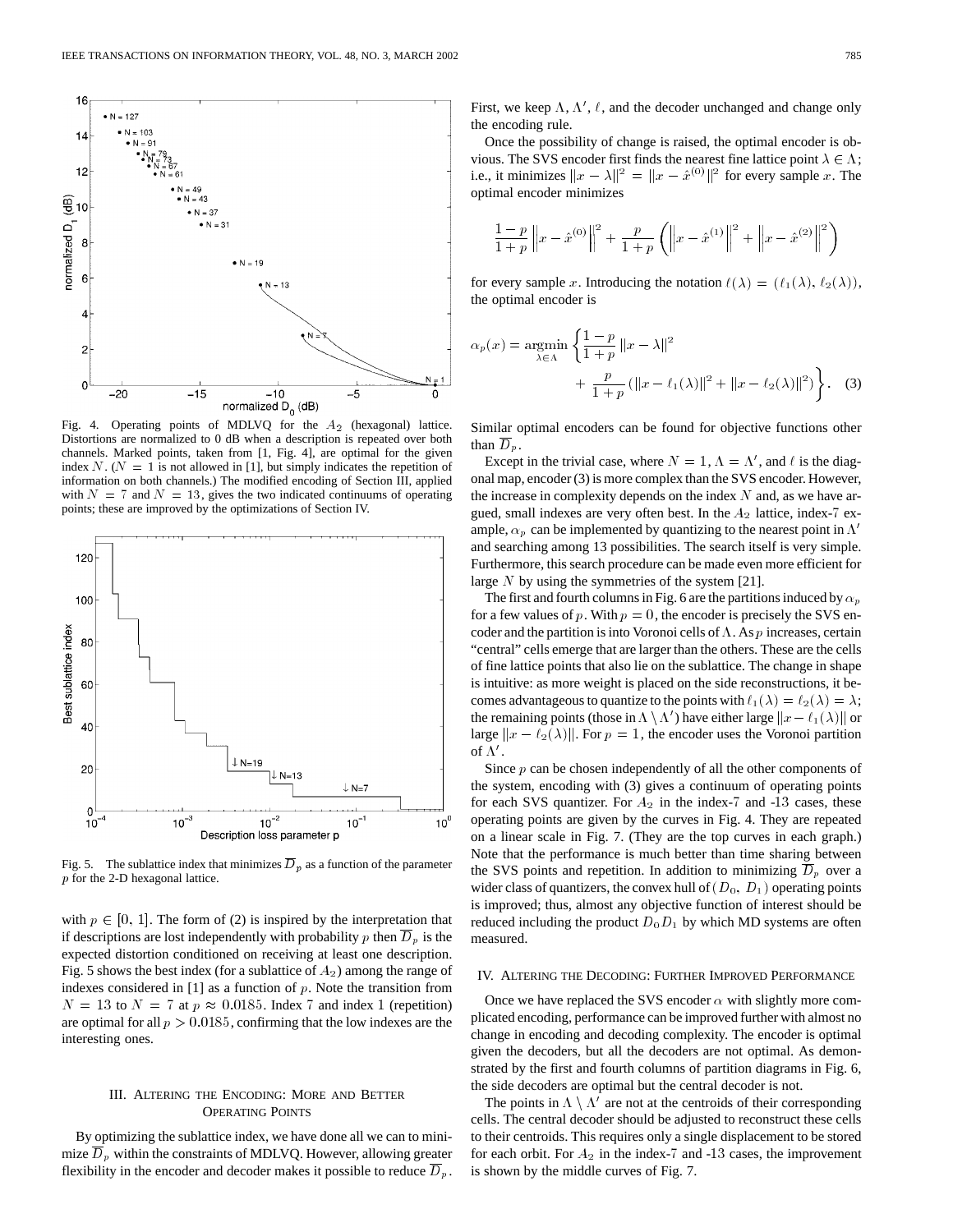Fig. 4. Operating points of MDLVQ for the $A_2$ (hexagonal) lattice. Distortions are normalized to 0 dB when a description is repeated over both channels. Marked points, taken from [1, Fig. 4], are optimal for the given index $N$. ($N = 1$ is not allowed in [1], but simply indicates the repetition of information on both channels.) The modified encoding of Section III, applied with $N = 7$ and $N = 13$, gives the two indicated continuums of operating points; these are improved by the optimizations of Section IV.

Fig. 5. The sublattice index that minimizes $\overline{D}_p$ as a function of the parameter $p$ for the 2-D hexagonal lattice.

with $p \in [0, 1]$. The form of (2) is inspired by the interpretation that if descriptions are lost independently with probability $p$ then $\overline{D}_p$ is the expected distortion conditioned on receiving at least one description. Fig. 5 shows the best index (for a sublattice of $A_2$) among the range of indexes considered in [1] as a function of $p$. Note the transition from $N = 13$ to $N = 7$ at $p \approx 0.0185$. Index 7 and index 1 (repetition) are optimal for all $p > 0.0185$, confirming that the low indexes are the interesting ones.

## III. Altering the Encoding: More and Better Operating Points

By optimizing the sublattice index, we have done all we can to minimize $\overline{D}_p$ within the constraints of MDLVQ. However, allowing greater flexibility in the encoder and decoder makes it possible to reduce $\overline{D}_p$. First, we keep $\Lambda$, $\Lambda'$, $\ell$, and the decoder unchanged and change only the encoding rule.

Once the possibility of change is raised, the optimal encoder is obvious. The SVS encoder first finds the nearest fine lattice point $\lambda \in \Lambda$; i.e., it minimizes $\|x - \lambda\|^2 = \|x - \hat{x}^{(0)}\|^2$ for every sample $x$. The optimal encoder minimizes

$$\frac{1-p}{1+p}\left\|x - \hat{x}^{(0)}\right\|^2 + \frac{p}{1+p}\left(\left\|x - \hat{x}^{(1)}\right\|^2 + \left\|x - \hat{x}^{(2)}\right\|^2\right)$$

for every sample $x$. Introducing the notation $\ell(\lambda) = (\ell_1(\lambda), \ell_2(\lambda))$, the optimal encoder is

$$\alpha_p(x) = \underset{\lambda \in \Lambda}{\operatorname{argmin}} \left\{ \frac{1-p}{1+p}\|x - \lambda\|^2 + \frac{p}{1+p}\left(\|x - \ell_1(\lambda)\|^2 + \|x - \ell_2(\lambda)\|^2\right) \right\}. \quad (3)$$

Similar optimal encoders can be found for objective functions other than $\overline{D}_p$.

Except in the trivial case, where $N = 1$, $\Lambda = \Lambda'$, and $\ell$ is the diagonal map, encoder (3) is more complex than the SVS encoder. However, the increase in complexity depends on the index $N$ and, as we have argued, small indexes are very often best. In the $A_2$ lattice, index-7 example, $\alpha_p$ can be implemented by quantizing to the nearest point in $\Lambda'$ and searching among 13 possibilities. The search itself is very simple. Furthermore, this search procedure can be made even more efficient for large $N$ by using the symmetries of the system [21].

The first and fourth columns in Fig. 6 are the partitions induced by $\alpha_p$ for a few values of $p$. With $p = 0$, the encoder is precisely the SVS encoder and the partition is into Voronoi cells of $\Lambda$. As $p$ increases, certain "central" cells emerge that are larger than the others. These are the cells of fine lattice points that also lie on the sublattice. The change in shape is intuitive: as more weight is placed on the side reconstructions, it becomes advantageous to quantize to the points with $\ell_1(\lambda) = \ell_2(\lambda) = \lambda$; the remaining points (those in $\Lambda \setminus \Lambda'$) have either large $\|x - \ell_1(\lambda)\|$ or large $\|x - \ell_2(\lambda)\|$. For $p = 1$, the encoder uses the Voronoi partition of $\Lambda'$.

Since $p$ can be chosen independently of all the other components of the system, encoding with (3) gives a continuum of operating points for each SVS quantizer. For $A_2$ in the index-7 and -13 cases, these operating points are given by the curves in Fig. 4. They are repeated on a linear scale in Fig. 7. (They are the top curves in each graph.) Note that the performance is much better than time sharing between the SVS points and repetition. In addition to minimizing $\overline{D}_p$ over a wider class of quantizers, the convex hull of $(D_0, D_1)$ operating points is improved; thus, almost any objective function of interest should be reduced including the product $D_0 D_1$ by which MD systems are often measured.

## IV. Altering the Decoding: Further Improved Performance

Once we have replaced the SVS encoder $\alpha$ with slightly more complicated encoding, performance can be improved further with almost no change in encoding and decoding complexity. The encoder is optimal given the decoders, but all the decoders are not optimal. As demonstrated by the first and fourth columns of partition diagrams in Fig. 6, the side decoders are optimal but the central decoder is not.

The points in $\Lambda \setminus \Lambda'$ are not at the centroids of their corresponding cells. The central decoder should be adjusted to reconstruct these cells to their centroids. This requires only a single displacement to be stored for each orbit. For $A_2$ in the index-7 and -13 cases, the improvement is shown by the middle curves of Fig. 7.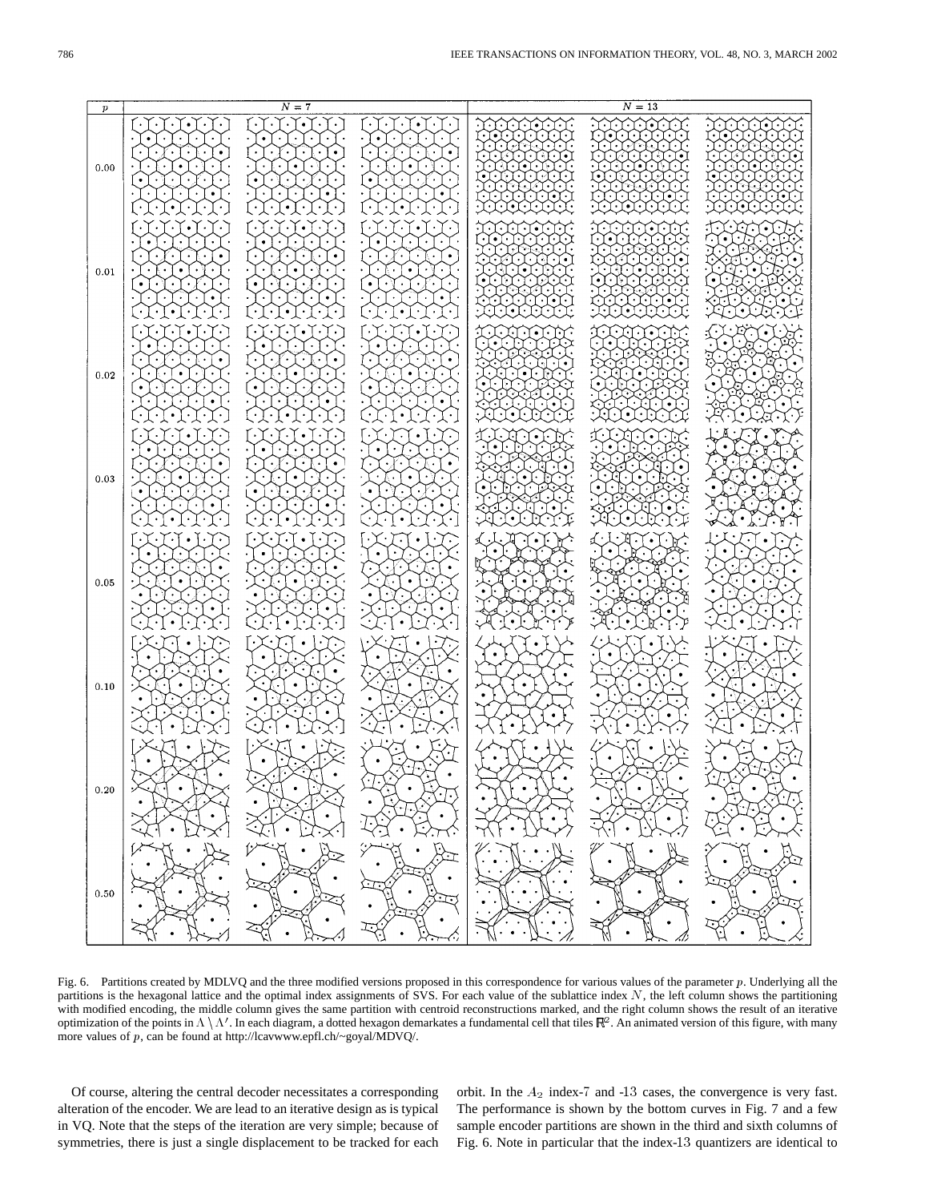Fig. 6. Partitions created by MDLVQ and the three modified versions proposed in this correspondence for various values of the parameter $p$. Underlying all the partitions is the hexagonal lattice and the optimal index assignments of SVS. For each value of the sublattice index $N$, the left column shows the partitioning with modified encoding, the middle column gives the same partition with centroid reconstructions marked, and the right column shows the result of an iterative optimization of the points in $\Lambda \setminus \Lambda'$. In each diagram, a dotted hexagon demarkates a fundamental cell that tiles $\mathbb{R}^2$. An animated version of this figure, with many more values of $p$, can be found at http://lcavwww.epfl.ch/~goyal/MDVQ/.

Of course, altering the central decoder necessitates a corresponding alteration of the encoder. We are lead to an iterative design as is typical in VQ. Note that the steps of the iteration are very simple; because of symmetries, there is just a single displacement to be tracked for each orbit. In the $A_2$ index-7 and -13 cases, the convergence is very fast. The performance is shown by the bottom curves in Fig. 7 and a few sample encoder partitions are shown in the third and sixth columns of Fig. 6. Note in particular that the index-13 quantizers are identical to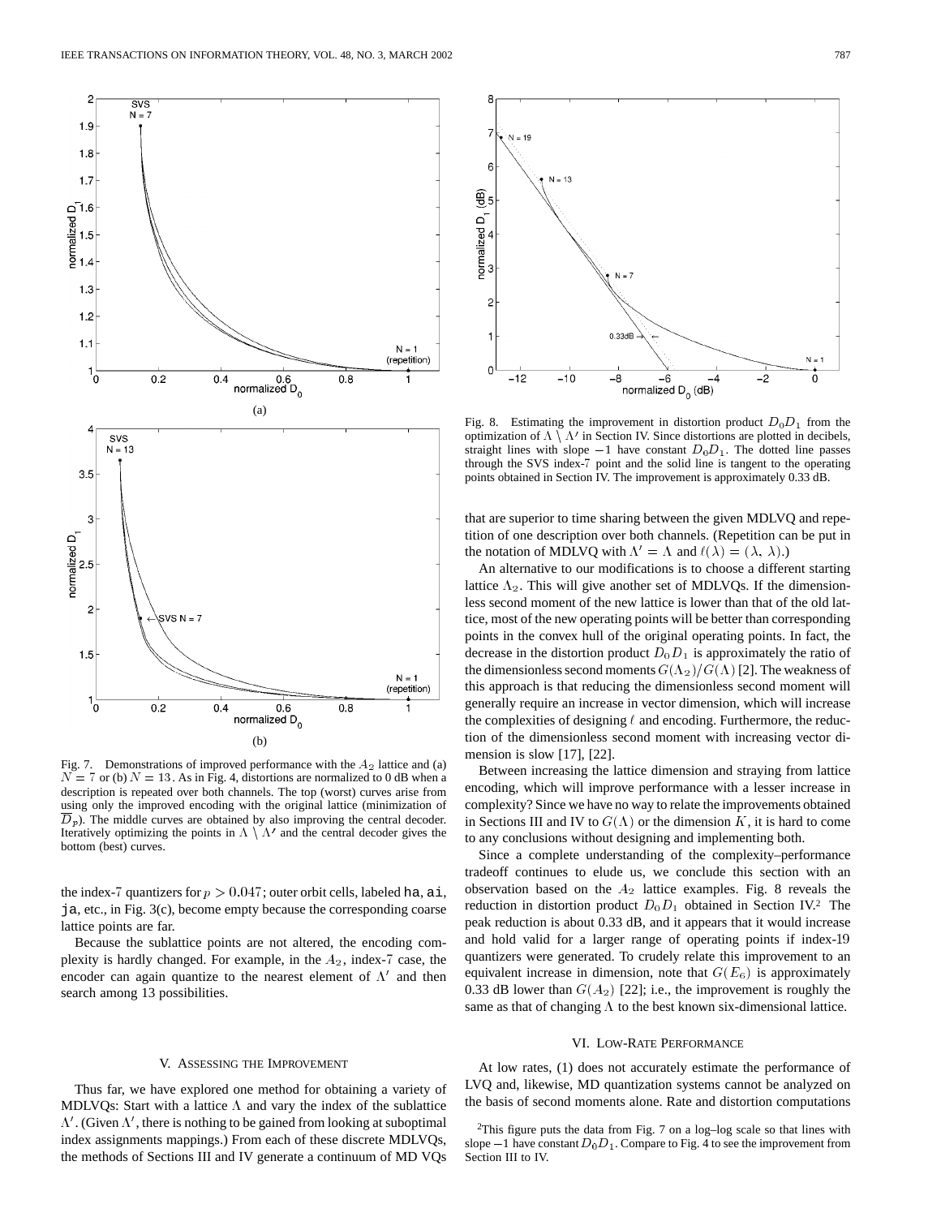Fig. 7. Demonstrations of improved performance with the $A_2$ lattice and (a) $N = 7$ or (b) $N = 13$. As in Fig. 4, distortions are normalized to 0 dB when a description is repeated over both channels. The top (worst) curves arise from using only the improved encoding with the original lattice (minimization of $\overline{D}_p$). The middle curves are obtained by also improving the central decoder. Iteratively optimizing the points in $\Lambda \setminus \Lambda'$ and the central decoder gives the bottom (best) curves.

the index-7 quantizers for $p > 0.047$; outer orbit cells, labeled ha, ai, ja, etc., in Fig. 3(c), become empty because the corresponding coarse lattice points are far.

Because the sublattice points are not altered, the encoding complexity is hardly changed. For example, in the $A_2$, index-7 case, the encoder can again quantize to the nearest element of $\Lambda'$ and then search among 13 possibilities.

## V. Assessing the Improvement

Thus far, we have explored one method for obtaining a variety of MDLVQs: Start with a lattice $\Lambda$ and vary the index of the sublattice $\Lambda'$. (Given $\Lambda'$, there is nothing to be gained from looking at suboptimal index assignments mappings.) From each of these discrete MDLVQs, the methods of Sections III and IV generate a continuum of MD VQs that are superior to time sharing between the given MDLVQ and repetition of one description over both channels. (Repetition can be put in the notation of MDLVQ with $\Lambda' = \Lambda$ and $\ell(\lambda) = (\lambda, \lambda)$.)

Fig. 8. Estimating the improvement in distortion product $D_0D_1$ from the optimization of $\Lambda \setminus \Lambda'$ in Section IV. Since distortions are plotted in decibels, straight lines with slope $-1$ have constant $D_0D_1$. The dotted line passes through the SVS index-7 point and the solid line is tangent to the operating points obtained in Section IV. The improvement is approximately 0.33 dB.

An alternative to our modifications is to choose a different starting lattice $\Lambda_2$. This will give another set of MDLVQs. If the dimensionless second moment of the new lattice is lower than that of the old lattice, most of the new operating points will be better than corresponding points in the convex hull of the original operating points. In fact, the decrease in the distortion product $D_0D_1$ is approximately the ratio of the dimensionless second moments $G(\Lambda_2)/G(\Lambda)$ [2]. The weakness of this approach is that reducing the dimensionless second moment will generally require an increase in vector dimension, which will increase the complexities of designing $\ell$ and encoding. Furthermore, the reduction of the dimensionless second moment with increasing vector dimension is slow [17], [22].

Between increasing the lattice dimension and straying from lattice encoding, which will improve performance with a lesser increase in complexity? Since we have no way to relate the improvements obtained in Sections III and IV to $G(\Lambda)$ or the dimension $K$, it is hard to come to any conclusions without designing and implementing both.

Since a complete understanding of the complexity–performance tradeoff continues to elude us, we conclude this section with an observation based on the $A_2$ lattice examples. Fig. 8 reveals the reduction in distortion product $D_0D_1$ obtained in Section IV.[2] The peak reduction is about 0.33 dB, and it appears that it would increase and hold valid for a larger range of operating points if index-19 quantizers were generated. To crudely relate this improvement to an equivalent increase in dimension, note that $G(E_6)$ is approximately 0.33 dB lower than $G(A_2)$ [22]; i.e., the improvement is roughly the same as that of changing $\Lambda$ to the best known six-dimensional lattice.

## VI. Low-Rate Performance

At low rates, (1) does not accurately estimate the performance of LVQ and, likewise, MD quantization systems cannot be analyzed on the basis of second moments alone. Rate and distortion computations

[2] This figure puts the data from Fig. 7 on a log–log scale so that lines with slope $-1$ have constant $D_0D_1$. Compare to Fig. 4 to see the improvement from Section III to IV.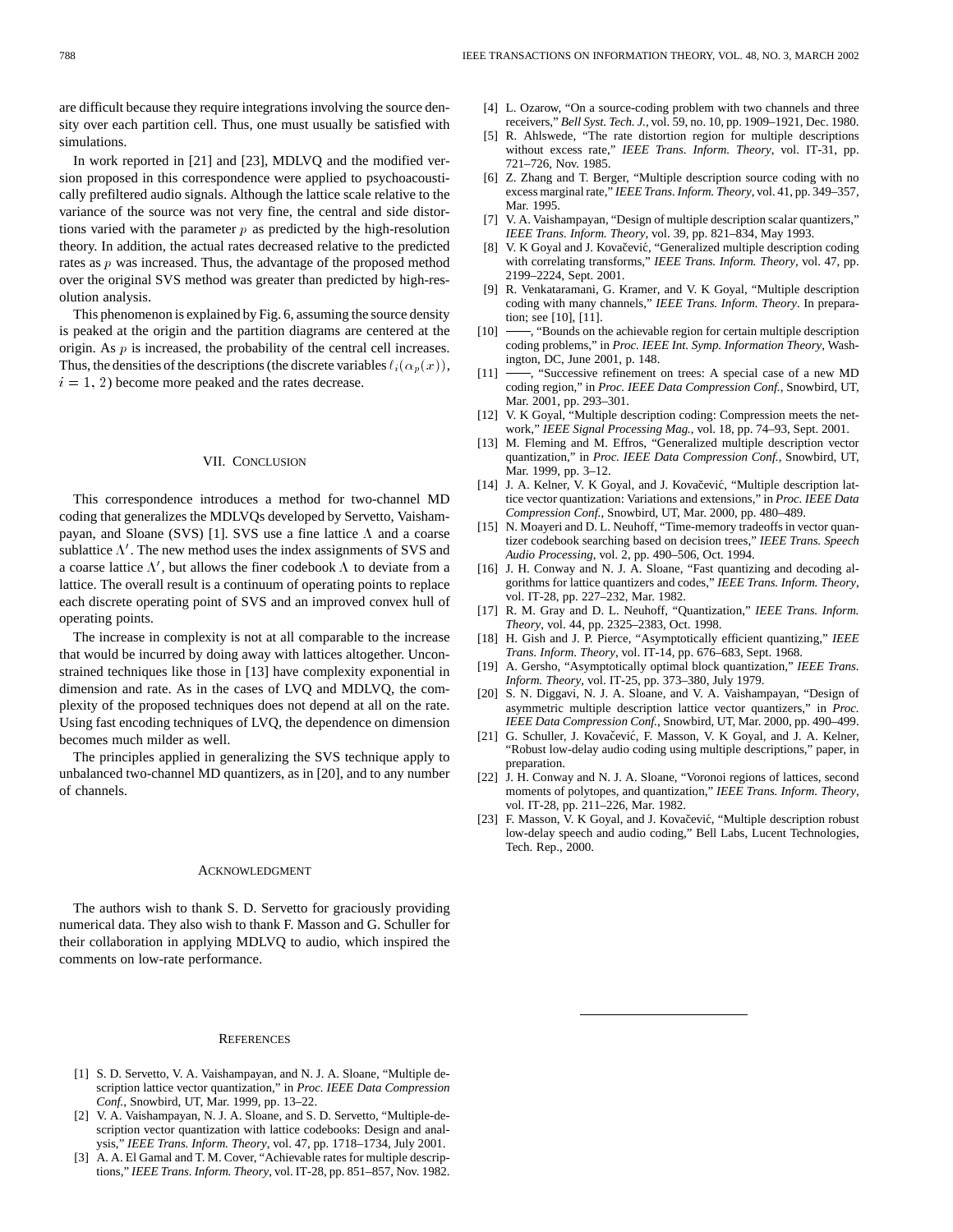are difficult because they require integrations involving the source density over each partition cell. Thus, one must usually be satisfied with simulations.

In work reported in [21] and [23], MDLVQ and the modified version proposed in this correspondence were applied to psychoacoustically prefiltered audio signals. Although the lattice scale relative to the variance of the source was not very fine, the central and side distortions varied with the parameter $p$ as predicted by the high-resolution theory. In addition, the actual rates decreased relative to the predicted rates as $p$ was increased. Thus, the advantage of the proposed method over the original SVS method was greater than predicted by high-resolution analysis.

This phenomenon is explained by Fig. 6, assuming the source density is peaked at the origin and the partition diagrams are centered at the origin. As $p$ is increased, the probability of the central cell increases. Thus, the densities of the descriptions (the discrete variables $\ell_i(\alpha_p(x))$, $i = 1, 2$) become more peaked and the rates decrease.

## VII. Conclusion

This correspondence introduces a method for two-channel MD coding that generalizes the MDLVQs developed by Servetto, Vaishampayan, and Sloane (SVS) [1]. SVS use a fine lattice $\Lambda$ and a coarse sublattice $\Lambda'$. The new method uses the index assignments of SVS and a coarse lattice $\Lambda'$, but allows the finer codebook $\Lambda$ to deviate from a lattice. The overall result is a continuum of operating points to replace each discrete operating point of SVS and an improved convex hull of operating points.

The increase in complexity is not at all comparable to the increase that would be incurred by doing away with lattices altogether. Unconstrained techniques like those in [13] have complexity exponential in dimension and rate. As in the cases of LVQ and MDLVQ, the complexity of the proposed techniques does not depend at all on the rate. Using fast encoding techniques of LVQ, the dependence on dimension becomes much milder as well.

The principles applied in generalizing the SVS technique apply to unbalanced two-channel MD quantizers, as in [20], and to any number of channels.

## Acknowledgment

The authors wish to thank S. D. Servetto for graciously providing numerical data. They also wish to thank F. Masson and G. Schuller for their collaboration in applying MDLVQ to audio, which inspired the comments on low-rate performance.

## References

[1] S. D. Servetto, V. A. Vaishampayan, and N. J. A. Sloane, "Multiple description lattice vector quantization," in *Proc. IEEE Data Compression Conf.*, Snowbird, UT, Mar. 1999, pp. 13–22.

[2] V. A. Vaishampayan, N. J. A. Sloane, and S. D. Servetto, "Multiple-description vector quantization with lattice codebooks: Design and analysis," *IEEE Trans. Inform. Theory*, vol. 47, pp. 1718–1734, July 2001.

[3] A. A. El Gamal and T. M. Cover, "Achievable rates for multiple descriptions," *IEEE Trans. Inform. Theory*, vol. IT-28, pp. 851–857, Nov. 1982.

[4] L. Ozarow, "On a source-coding problem with two channels and three receivers," *Bell Syst. Tech. J.*, vol. 59, no. 10, pp. 1909–1921, Dec. 1980.

[5] R. Ahlswede, "The rate distortion region for multiple descriptions without excess rate," *IEEE Trans. Inform. Theory*, vol. IT-31, pp. 721–726, Nov. 1985.

[6] Z. Zhang and T. Berger, "Multiple description source coding with no excess marginal rate," *IEEE Trans. Inform. Theory*, vol. 41, pp. 349–357, Mar. 1995.

[7] V. A. Vaishampayan, "Design of multiple description scalar quantizers," *IEEE Trans. Inform. Theory*, vol. 39, pp. 821–834, May 1993.

[8] V. K Goyal and J. Kovačević, "Generalized multiple description coding with correlating transforms," *IEEE Trans. Inform. Theory*, vol. 47, pp. 2199–2224, Sept. 2001.

[9] R. Venkataramani, G. Kramer, and V. K Goyal, "Multiple description coding with many channels," *IEEE Trans. Inform. Theory*. In preparation; see [10], [11].

[10] ——, "Bounds on the achievable region for certain multiple description coding problems," in *Proc. IEEE Int. Symp. Information Theory*, Washington, DC, June 2001, p. 148.

[11] ——, "Successive refinement on trees: A special case of a new MD coding region," in *Proc. IEEE Data Compression Conf.*, Snowbird, UT, Mar. 2001, pp. 293–301.

[12] V. K Goyal, "Multiple description coding: Compression meets the network," *IEEE Signal Processing Mag.*, vol. 18, pp. 74–93, Sept. 2001.

[13] M. Fleming and M. Effros, "Generalized multiple description vector quantization," in *Proc. IEEE Data Compression Conf.*, Snowbird, UT, Mar. 1999, pp. 3–12.

[14] J. A. Kelner, V. K Goyal, and J. Kovačević, "Multiple description lattice vector quantization: Variations and extensions," in *Proc. IEEE Data Compression Conf.*, Snowbird, UT, Mar. 2000, pp. 480–489.

[15] N. Moayeri and D. L. Neuhoff, "Time-memory tradeoffs in vector quantizer codebook searching based on decision trees," *IEEE Trans. Speech Audio Processing*, vol. 2, pp. 490–506, Oct. 1994.

[16] J. H. Conway and N. J. A. Sloane, "Fast quantizing and decoding algorithms for lattice quantizers and codes," *IEEE Trans. Inform. Theory*, vol. IT-28, pp. 227–232, Mar. 1982.

[17] R. M. Gray and D. L. Neuhoff, "Quantization," *IEEE Trans. Inform. Theory*, vol. 44, pp. 2325–2383, Oct. 1998.

[18] H. Gish and J. P. Pierce, "Asymptotically efficient quantizing," *IEEE Trans. Inform. Theory*, vol. IT-14, pp. 676–683, Sept. 1968.

[19] A. Gersho, "Asymptotically optimal block quantization," *IEEE Trans. Inform. Theory*, vol. IT-25, pp. 373–380, July 1979.

[20] S. N. Diggavi, N. J. A. Sloane, and V. A. Vaishampayan, "Design of asymmetric multiple description lattice vector quantizers," in *Proc. IEEE Data Compression Conf.*, Snowbird, UT, Mar. 2000, pp. 490–499.

[21] G. Schuller, J. Kovačević, F. Masson, V. K Goyal, and J. A. Kelner, "Robust low-delay audio coding using multiple descriptions," paper, in preparation.

[22] J. H. Conway and N. J. A. Sloane, "Voronoi regions of lattices, second moments of polytopes, and quantization," *IEEE Trans. Inform. Theory*, vol. IT-28, pp. 211–226, Mar. 1982.

[23] F. Masson, V. K Goyal, and J. Kovačević, "Multiple description robust low-delay speech and audio coding," Bell Labs, Lucent Technologies, Tech. Rep., 2000.